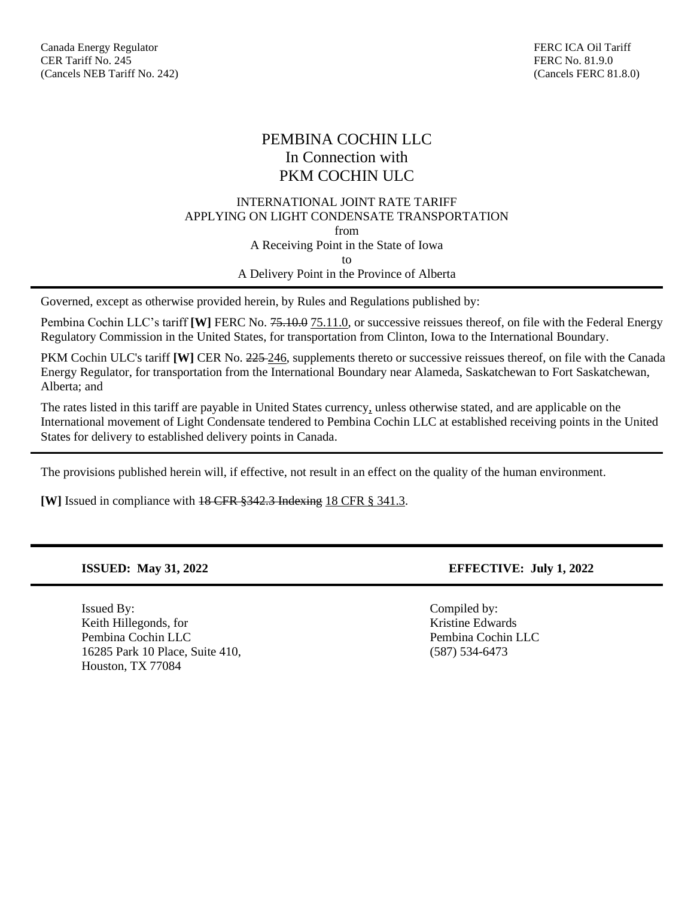Canada Energy Regulator
CER Tariff No. 245
(Cancels NEB Tariff No. 242)

FERC ICA Oil Tariff
FERC No. 81.9.0
(Cancels FERC 81.8.0)

# PEMBINA COCHIN LLC
## In Connection with
## PKM COCHIN ULC

INTERNATIONAL JOINT RATE TARIFF
APPLYING ON LIGHT CONDENSATE TRANSPORTATION
from
A Receiving Point in the State of Iowa
to
A Delivery Point in the Province of Alberta

---

Governed, except as otherwise provided herein, by Rules and Regulations published by:

Pembina Cochin LLC's tariff **[W]** FERC No. ~~75.10.0~~ 75.11.0, or successive reissues thereof, on file with the Federal Energy Regulatory Commission in the United States, for transportation from Clinton, Iowa to the International Boundary.

PKM Cochin ULC's tariff **[W]** CER No. ~~225~~ 246, supplements thereto or successive reissues thereof, on file with the Canada Energy Regulator, for transportation from the International Boundary near Alameda, Saskatchewan to Fort Saskatchewan, Alberta; and

The rates listed in this tariff are payable in United States currency, unless otherwise stated, and are applicable on the International movement of Light Condensate tendered to Pembina Cochin LLC at established receiving points in the United States for delivery to established delivery points in Canada.

---

The provisions published herein will, if effective, not result in an effect on the quality of the human environment.

**[W]** Issued in compliance with ~~18 CFR §342.3 Indexing~~ 18 CFR § 341.3.

---

**ISSUED: May 31, 2022** **EFFECTIVE: July 1, 2022**

---

Issued By:
Keith Hillegonds, for
Pembina Cochin LLC
16285 Park 10 Place, Suite 410,
Houston, TX 77084

Compiled by:
Kristine Edwards
Pembina Cochin LLC
(587) 534-6473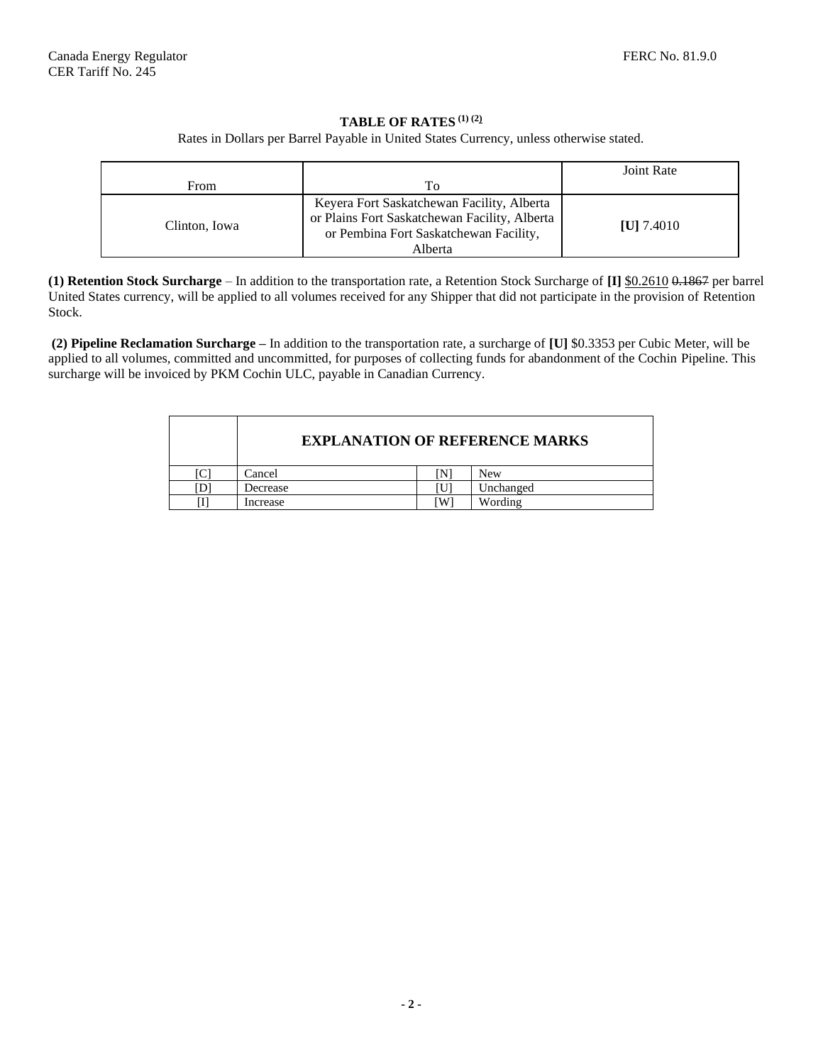Canada Energy Regulator
CER Tariff No. 245

FERC No. 81.9.0

## TABLE OF RATES (1) (2)

Rates in Dollars per Barrel Payable in United States Currency, unless otherwise stated.

| From | To | Joint Rate |
|---|---|---|
| Clinton, Iowa | Keyera Fort Saskatchewan Facility, Alberta or Plains Fort Saskatchewan Facility, Alberta or Pembina Fort Saskatchewan Facility, Alberta | **[U]** 7.4010 |

**(1) Retention Stock Surcharge** – In addition to the transportation rate, a Retention Stock Surcharge of **[I]** $0.2610 ~~0.1867~~ per barrel United States currency, will be applied to all volumes received for any Shipper that did not participate in the provision of Retention Stock.

**(2) Pipeline Reclamation Surcharge –** In addition to the transportation rate, a surcharge of **[U]** $0.3353 per Cubic Meter, will be applied to all volumes, committed and uncommitted, for purposes of collecting funds for abandonment of the Cochin Pipeline. This surcharge will be invoiced by PKM Cochin ULC, payable in Canadian Currency.

| | **EXPLANATION OF REFERENCE MARKS** | | |
|---|---|---|---|
| [C] | Cancel | [N] | New |
| [D] | Decrease | [U] | Unchanged |
| [I] | Increase | [W] | Wording |